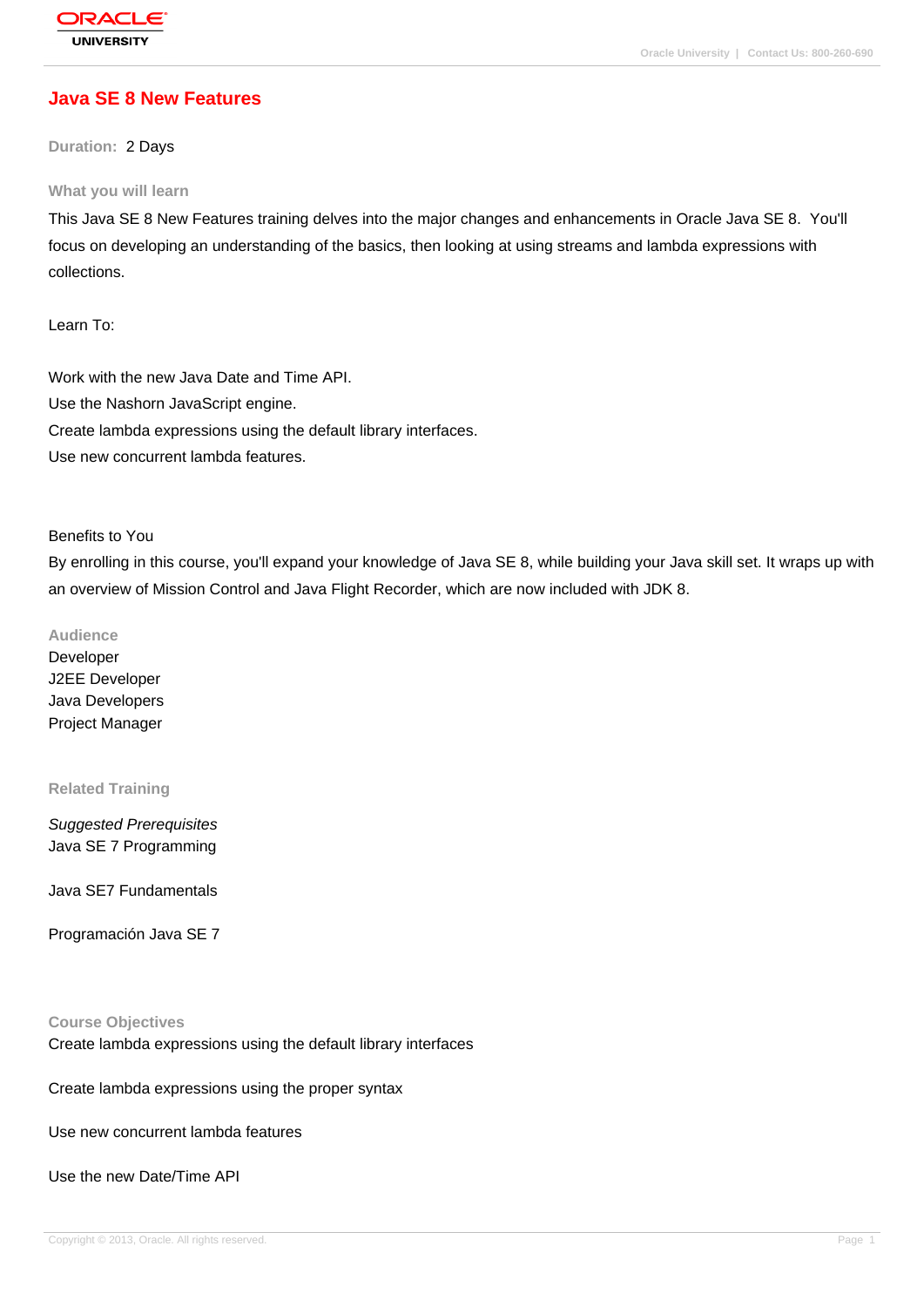# Java SE 8 New Features

**Duration:** 2 Days

### What you will learn

This Java SE 8 New Features training delves into the major changes and enhancements in Oracle Java SE 8.  You'll focus on developing an understanding of the basics, then looking at using streams and lambda expressions with collections.

Learn To:

Work with the new Java Date and Time API.
Use the Nashorn JavaScript engine.
Create lambda expressions using the default library interfaces.
Use new concurrent lambda features.

Benefits to You
By enrolling in this course, you'll expand your knowledge of Java SE 8, while building your Java skill set. It wraps up with an overview of Mission Control and Java Flight Recorder, which are now included with JDK 8.

### Audience

Developer
J2EE Developer
Java Developers
Project Manager

### Related Training

*Suggested Prerequisites*
Java SE 7 Programming

Java SE7 Fundamentals

Programación Java SE 7

### Course Objectives

Create lambda expressions using the default library interfaces

Create lambda expressions using the proper syntax

Use new concurrent lambda features

Use the new Date/Time API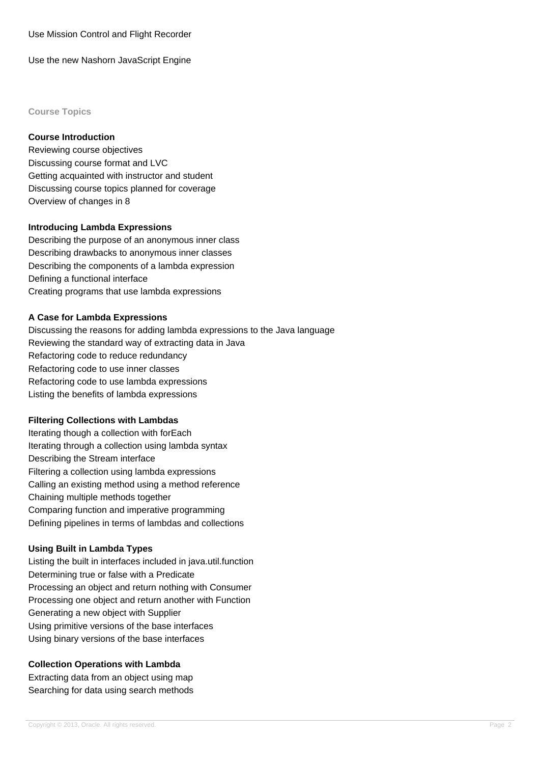Use Mission Control and Flight Recorder

Use the new Nashorn JavaScript Engine

## Course Topics

### Course Introduction

Reviewing course objectives
Discussing course format and LVC
Getting acquainted with instructor and student
Discussing course topics planned for coverage
Overview of changes in 8

### Introducing Lambda Expressions

Describing the purpose of an anonymous inner class
Describing drawbacks to anonymous inner classes
Describing the components of a lambda expression
Defining a functional interface
Creating programs that use lambda expressions

### A Case for Lambda Expressions

Discussing the reasons for adding lambda expressions to the Java language
Reviewing the standard way of extracting data in Java
Refactoring code to reduce redundancy
Refactoring code to use inner classes
Refactoring code to use lambda expressions
Listing the benefits of lambda expressions

### Filtering Collections with Lambdas

Iterating though a collection with forEach
Iterating through a collection using lambda syntax
Describing the Stream interface
Filtering a collection using lambda expressions
Calling an existing method using a method reference
Chaining multiple methods together
Comparing function and imperative programming
Defining pipelines in terms of lambdas and collections

### Using Built in Lambda Types

Listing the built in interfaces included in java.util.function
Determining true or false with a Predicate
Processing an object and return nothing with Consumer
Processing one object and return another with Function
Generating a new object with Supplier
Using primitive versions of the base interfaces
Using binary versions of the base interfaces

### Collection Operations with Lambda

Extracting data from an object using map
Searching for data using search methods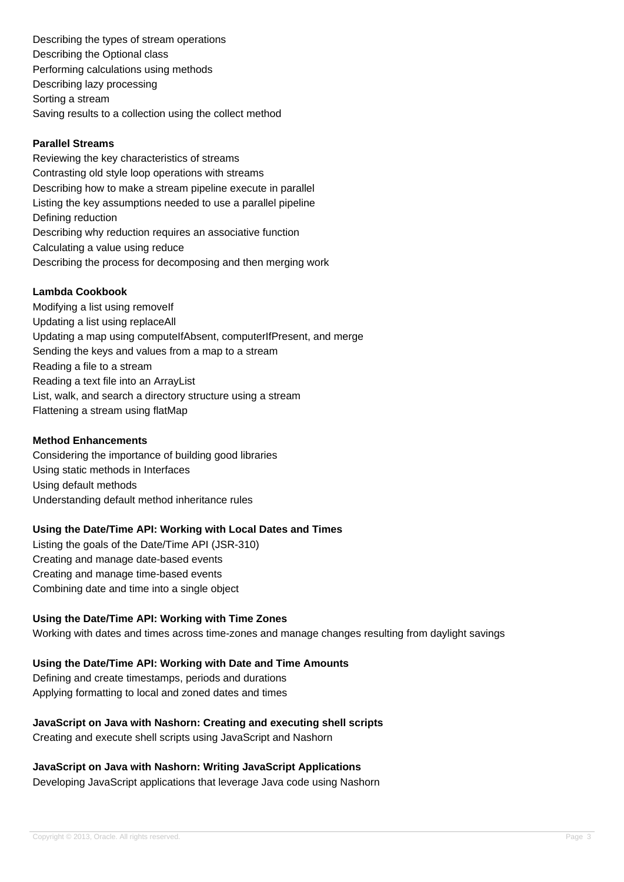Describing the types of stream operations
Describing the Optional class
Performing calculations using methods
Describing lazy processing
Sorting a stream
Saving results to a collection using the collect method

**Parallel Streams**

Reviewing the key characteristics of streams
Contrasting old style loop operations with streams
Describing how to make a stream pipeline execute in parallel
Listing the key assumptions needed to use a parallel pipeline
Defining reduction
Describing why reduction requires an associative function
Calculating a value using reduce
Describing the process for decomposing and then merging work

**Lambda Cookbook**

Modifying a list using removeIf
Updating a list using replaceAll
Updating a map using computeIfAbsent, computerIfPresent, and merge
Sending the keys and values from a map to a stream
Reading a file to a stream
Reading a text file into an ArrayList
List, walk, and search a directory structure using a stream
Flattening a stream using flatMap

**Method Enhancements**

Considering the importance of building good libraries
Using static methods in Interfaces
Using default methods
Understanding default method inheritance rules

**Using the Date/Time API: Working with Local Dates and Times**

Listing the goals of the Date/Time API (JSR-310)
Creating and manage date-based events
Creating and manage time-based events
Combining date and time into a single object

**Using the Date/Time API: Working with Time Zones**

Working with dates and times across time-zones and manage changes resulting from daylight savings

**Using the Date/Time API: Working with Date and Time Amounts**

Defining and create timestamps, periods and durations
Applying formatting to local and zoned dates and times

**JavaScript on Java with Nashorn: Creating and executing shell scripts**

Creating and execute shell scripts using JavaScript and Nashorn

**JavaScript on Java with Nashorn: Writing JavaScript Applications**

Developing JavaScript applications that leverage Java code using Nashorn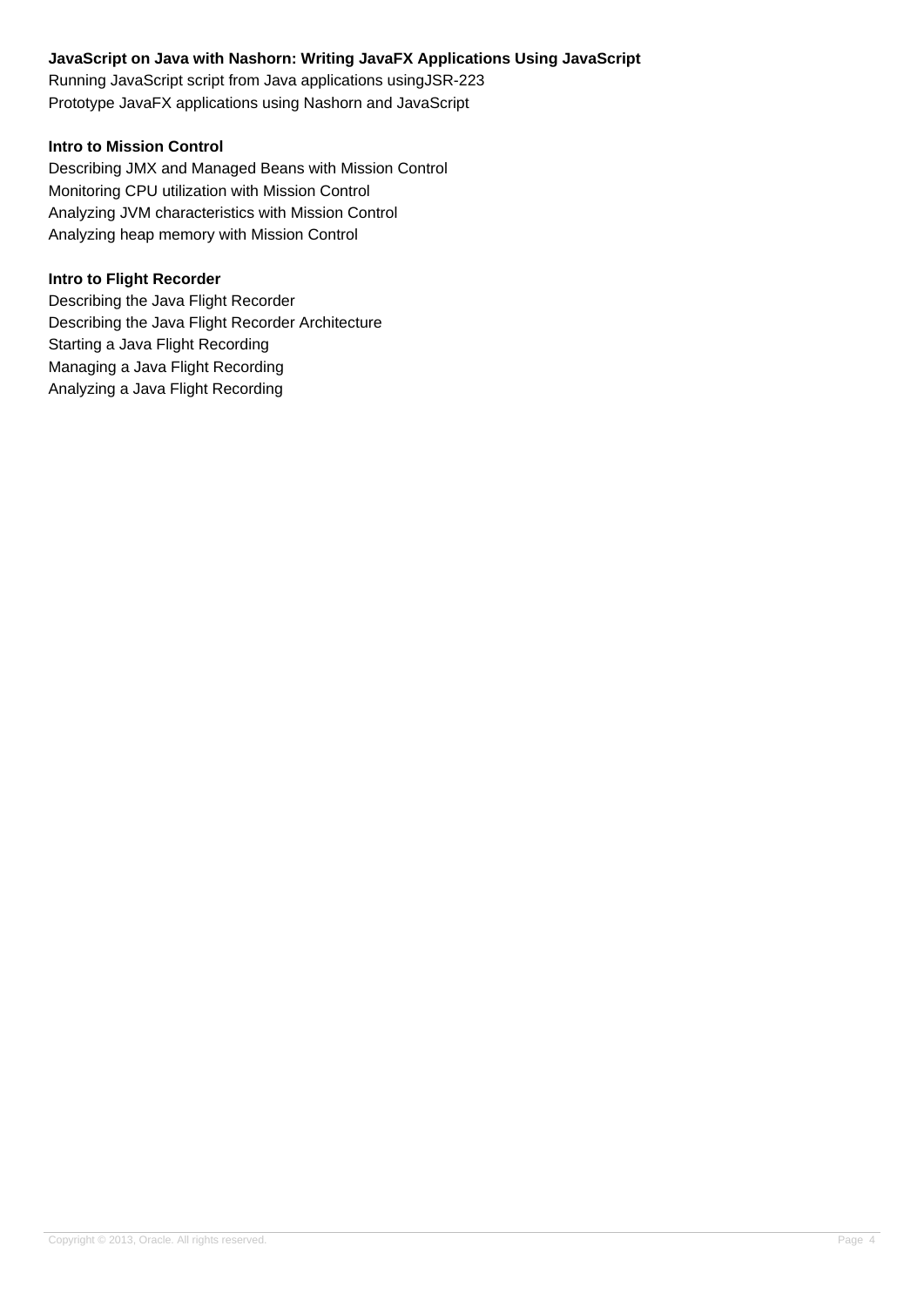**JavaScript on Java with Nashorn: Writing JavaFX Applications Using JavaScript**

Running JavaScript script from Java applications usingJSR-223
Prototype JavaFX applications using Nashorn and JavaScript

**Intro to Mission Control**

Describing JMX and Managed Beans with Mission Control
Monitoring CPU utilization with Mission Control
Analyzing JVM characteristics with Mission Control
Analyzing heap memory with Mission Control

**Intro to Flight Recorder**

Describing the Java Flight Recorder
Describing the Java Flight Recorder Architecture
Starting a Java Flight Recording
Managing a Java Flight Recording
Analyzing a Java Flight Recording